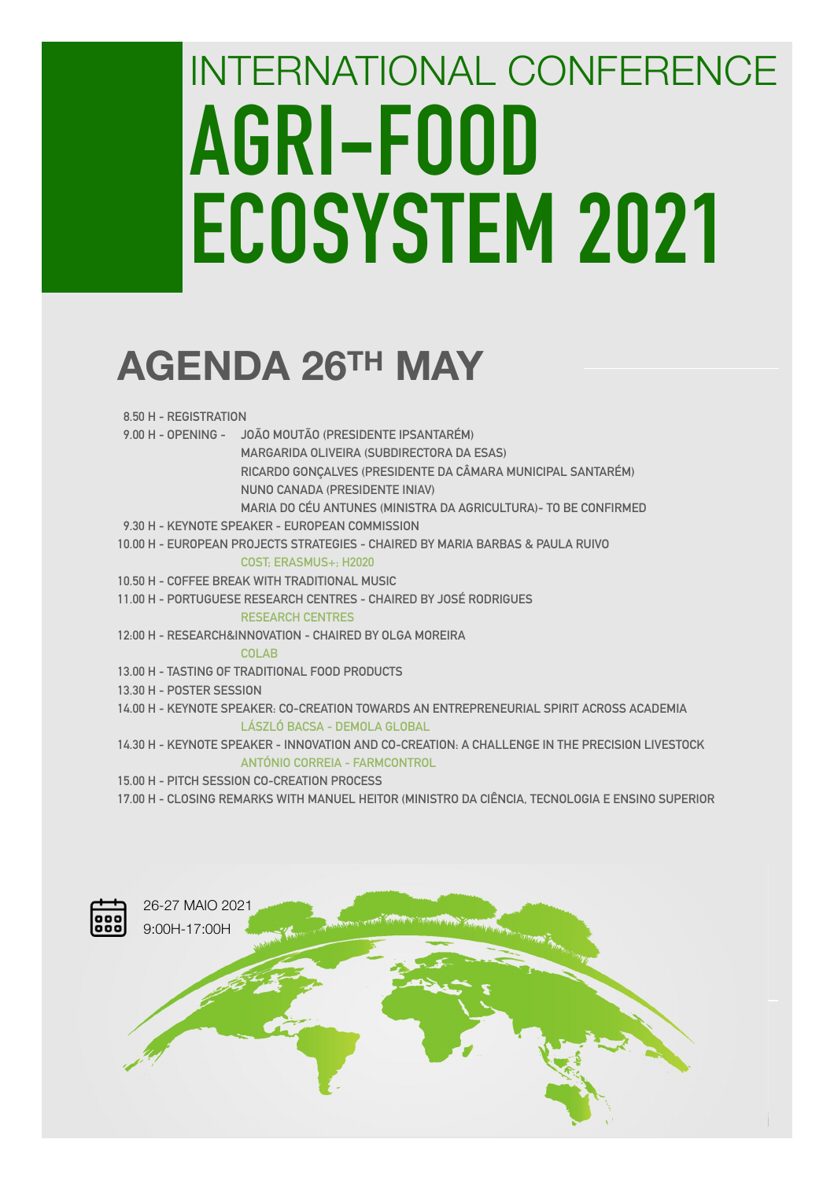# INTERNATIONAL CONFERENCE AGRI-FOOD ECOSYSTEM 2021

## AGENDA 26TH MAY

8.50 H - REGISTRATION

9.00 H - OPENING - JOÃO MOUTÃO (PRESIDENTE IPSANTARÉM)
MARGARIDA OLIVEIRA (SUBDIRECTORA DA ESAS)
RICARDO GONÇALVES (PRESIDENTE DA CÂMARA MUNICIPAL SANTARÉM)
NUNO CANADA (PRESIDENTE INIAV)
MARIA DO CÉU ANTUNES (MINISTRA DA AGRICULTURA)- TO BE CONFIRMED

9.30 H - KEYNOTE SPEAKER - EUROPEAN COMMISSION

10.00 H - EUROPEAN PROJECTS STRATEGIES - CHAIRED BY MARIA BARBAS & PAULA RUIVO
COST; ERASMUS+; H2020

10.50 H - COFFEE BREAK WITH TRADITIONAL MUSIC

11.00 H - PORTUGUESE RESEARCH CENTRES - CHAIRED BY JOSÉ RODRIGUES
RESEARCH CENTRES

12:00 H - RESEARCH&INNOVATION - CHAIRED BY OLGA MOREIRA
COLAB

13.00 H - TASTING OF TRADITIONAL FOOD PRODUCTS

13.30 H - POSTER SESSION

14.00 H - KEYNOTE SPEAKER: CO-CREATION TOWARDS AN ENTREPRENEURIAL SPIRIT ACROSS ACADEMIA
LÁSZLÓ BACSA - DEMOLA GLOBAL

14.30 H - KEYNOTE SPEAKER - INNOVATION AND CO-CREATION: A CHALLENGE IN THE PRECISION LIVESTOCK
ANTÓNIO CORREIA - FARMCONTROL

15.00 H - PITCH SESSION CO-CREATION PROCESS

17.00 H - CLOSING REMARKS WITH MANUEL HEITOR (MINISTRO DA CIÊNCIA, TECNOLOGIA E ENSINO SUPERIOR

26-27 MAIO 2021
9:00H-17:00H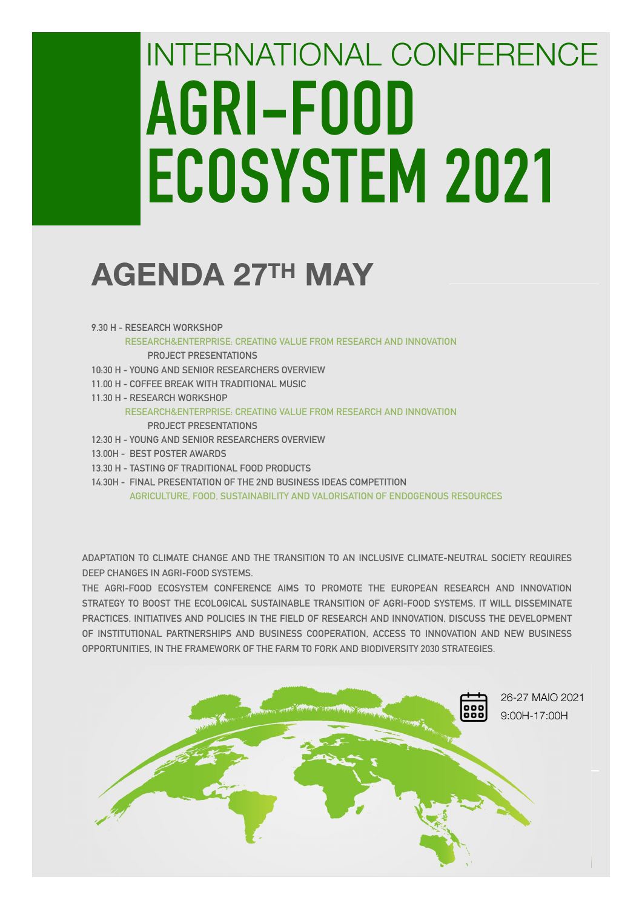# INTERNATIONAL CONFERENCE

# AGRI-FOOD ECOSYSTEM 2021

## AGENDA 27TH MAY

- 9.30 H - RESEARCH WORKSHOP
  - RESEARCH&ENTERPRISE: CREATING VALUE FROM RESEARCH AND INNOVATION
    - PROJECT PRESENTATIONS
- 10:30 H - YOUNG AND SENIOR RESEARCHERS OVERVIEW
- 11.00 H - COFFEE BREAK WITH TRADITIONAL MUSIC
- 11.30 H - RESEARCH WORKSHOP
  - RESEARCH&ENTERPRISE: CREATING VALUE FROM RESEARCH AND INNOVATION
    - PROJECT PRESENTATIONS
- 12:30 H - YOUNG AND SENIOR RESEARCHERS OVERVIEW
- 13.00H - BEST POSTER AWARDS
- 13.30 H - TASTING OF TRADITIONAL FOOD PRODUCTS
- 14.30H - FINAL PRESENTATION OF THE 2ND BUSINESS IDEAS COMPETITION
  - AGRICULTURE, FOOD, SUSTAINABILITY AND VALORISATION OF ENDOGENOUS RESOURCES

ADAPTATION TO CLIMATE CHANGE AND THE TRANSITION TO AN INCLUSIVE CLIMATE-NEUTRAL SOCIETY REQUIRES DEEP CHANGES IN AGRI-FOOD SYSTEMS.

THE AGRI-FOOD ECOSYSTEM CONFERENCE AIMS TO PROMOTE THE EUROPEAN RESEARCH AND INNOVATION STRATEGY TO BOOST THE ECOLOGICAL SUSTAINABLE TRANSITION OF AGRI-FOOD SYSTEMS. IT WILL DISSEMINATE PRACTICES, INITIATIVES AND POLICIES IN THE FIELD OF RESEARCH AND INNOVATION, DISCUSS THE DEVELOPMENT OF INSTITUTIONAL PARTNERSHIPS AND BUSINESS COOPERATION, ACCESS TO INNOVATION AND NEW BUSINESS OPPORTUNITIES, IN THE FRAMEWORK OF THE FARM TO FORK AND BIODIVERSITY 2030 STRATEGIES.

26-27 MAIO 2021

9:00H-17:00H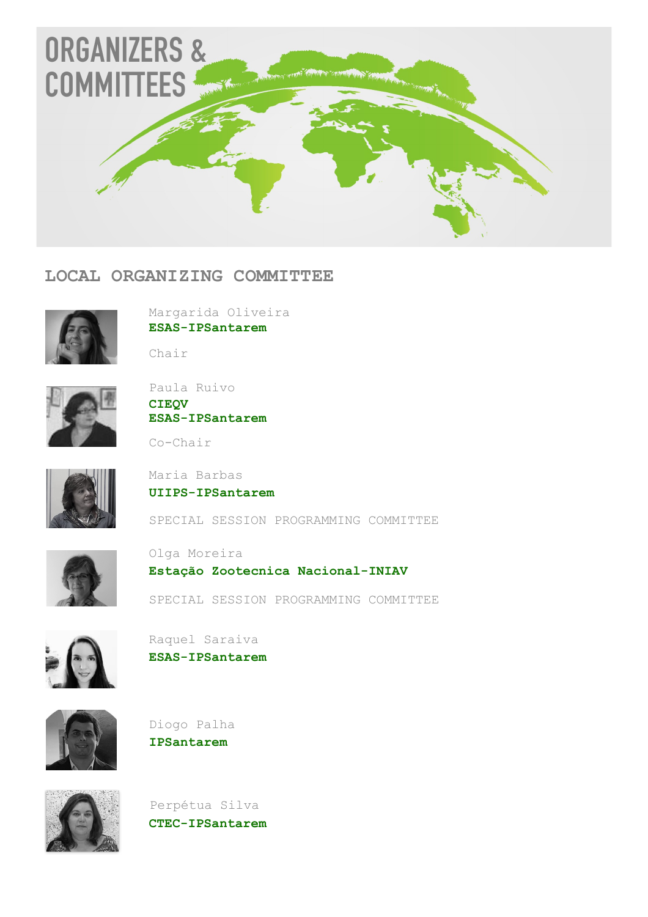# ORGANIZERS & COMMITTEES

## LOCAL ORGANIZING COMMITTEE

Margarida Oliveira
**ESAS-IPSantarem**

Chair

Paula Ruivo
**CIEQV**
**ESAS-IPSantarem**

Co-Chair

Maria Barbas
**UIIPS-IPSantarem**

SPECIAL SESSION PROGRAMMING COMMITTEE

Olga Moreira
**Estação Zootecnica Nacional-INIAV**

SPECIAL SESSION PROGRAMMING COMMITTEE

Raquel Saraiva
**ESAS-IPSantarem**

Diogo Palha
**IPSantarem**

Perpétua Silva
**CTEC-IPSantarem**